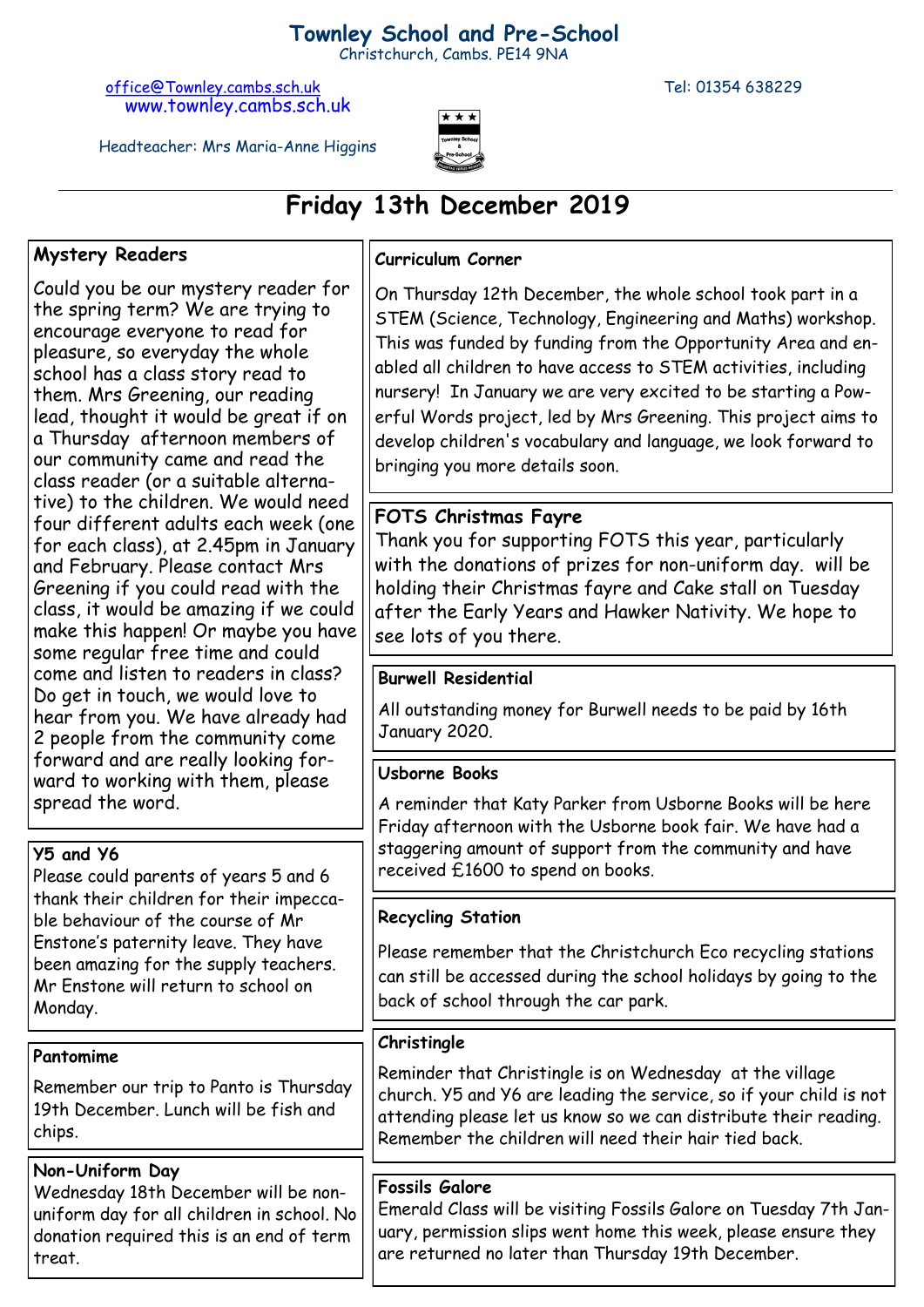# Townley School and Pre-School

Christchurch, Cambs. PE14 9NA

office@Townley.cambs.sch.uk

www.townley.cambs.sch.uk

Tel: 01354 638229

Headteacher: Mrs Maria-Anne Higgins

## Friday 13th December 2019

### Mystery Readers

Could you be our mystery reader for the spring term? We are trying to encourage everyone to read for pleasure, so everyday the whole school has a class story read to them. Mrs Greening, our reading lead, thought it would be great if on a Thursday afternoon members of our community came and read the class reader (or a suitable alternative) to the children. We would need four different adults each week (one for each class), at 2.45pm in January and February. Please contact Mrs Greening if you could read with the class, it would be amazing if we could make this happen! Or maybe you have some regular free time and could come and listen to readers in class? Do get in touch, we would love to hear from you. We have already had 2 people from the community come forward and are really looking forward to working with them, please spread the word.

### Y5 and Y6

Please could parents of years 5 and 6 thank their children for their impeccable behaviour of the course of Mr Enstone's paternity leave. They have been amazing for the supply teachers. Mr Enstone will return to school on Monday.

### Pantomime

Remember our trip to Panto is Thursday 19th December. Lunch will be fish and chips.

### Non-Uniform Day

Wednesday 18th December will be non-uniform day for all children in school. No donation required this is an end of term treat.

### Curriculum Corner

On Thursday 12th December, the whole school took part in a STEM (Science, Technology, Engineering and Maths) workshop. This was funded by funding from the Opportunity Area and enabled all children to have access to STEM activities, including nursery! In January we are very excited to be starting a Powerful Words project, led by Mrs Greening. This project aims to develop children's vocabulary and language, we look forward to bringing you more details soon.

### FOTS Christmas Fayre

Thank you for supporting FOTS this year, particularly with the donations of prizes for non-uniform day. will be holding their Christmas fayre and Cake stall on Tuesday after the Early Years and Hawker Nativity. We hope to see lots of you there.

### Burwell Residential

All outstanding money for Burwell needs to be paid by 16th January 2020.

### Usborne Books

A reminder that Katy Parker from Usborne Books will be here Friday afternoon with the Usborne book fair. We have had a staggering amount of support from the community and have received £1600 to spend on books.

### Recycling Station

Please remember that the Christchurch Eco recycling stations can still be accessed during the school holidays by going to the back of school through the car park.

### Christingle

Reminder that Christingle is on Wednesday at the village church. Y5 and Y6 are leading the service, so if your child is not attending please let us know so we can distribute their reading. Remember the children will need their hair tied back.

### Fossils Galore

Emerald Class will be visiting Fossils Galore on Tuesday 7th January, permission slips went home this week, please ensure they are returned no later than Thursday 19th December.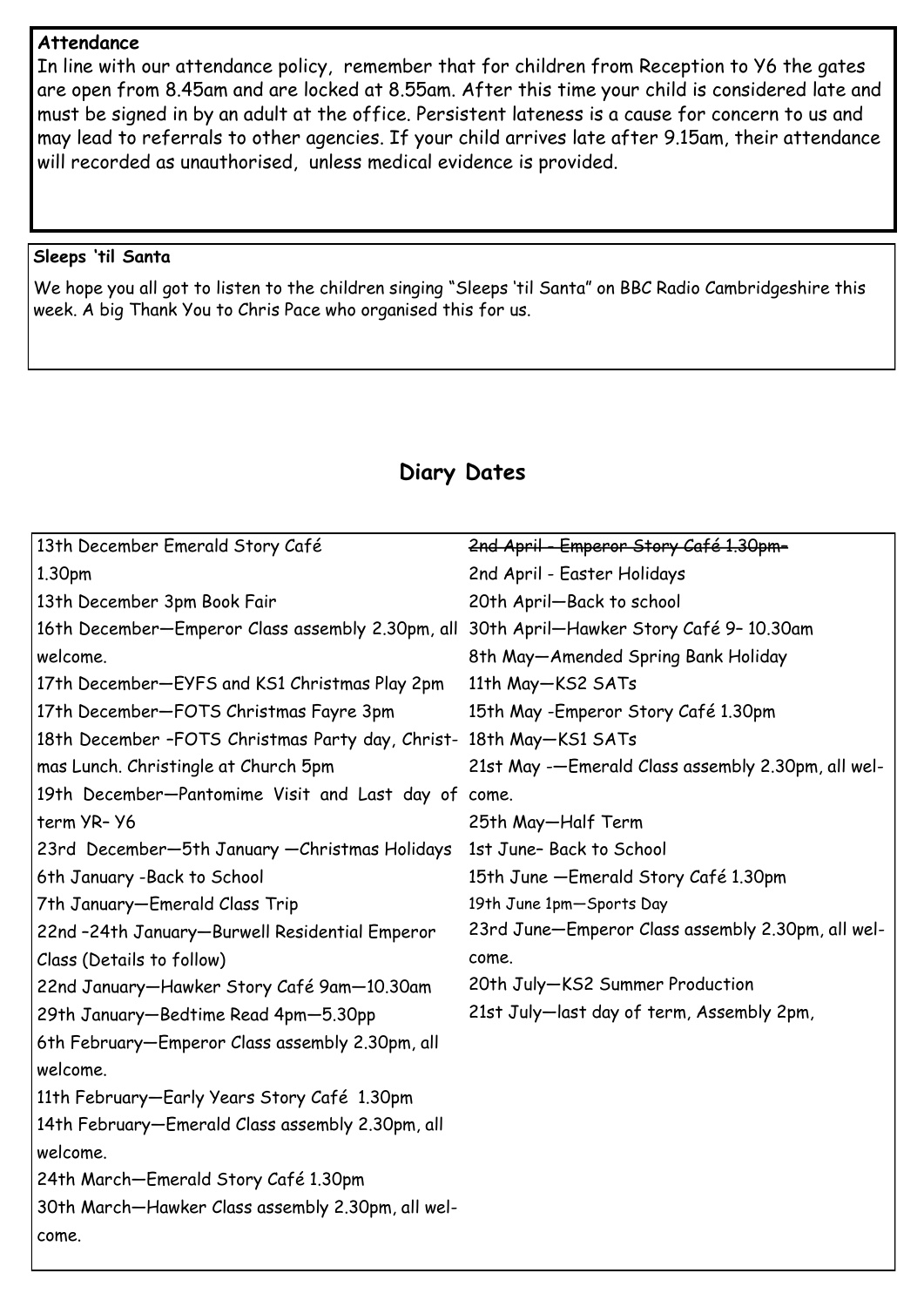**Attendance**

In line with our attendance policy, remember that for children from Reception to Y6 the gates are open from 8.45am and are locked at 8.55am. After this time your child is considered late and must be signed in by an adult at the office. Persistent lateness is a cause for concern to us and may lead to referrals to other agencies. If your child arrives late after 9.15am, their attendance will recorded as unauthorised, unless medical evidence is provided.

**Sleeps 'til Santa**

We hope you all got to listen to the children singing "Sleeps 'til Santa" on BBC Radio Cambridgeshire this week. A big Thank You to Chris Pace who organised this for us.

## Diary Dates

13th December Emerald Story Café 1.30pm

13th December 3pm Book Fair

16th December—Emperor Class assembly 2.30pm, all welcome.

17th December—EYFS and KS1 Christmas Play 2pm

17th December—FOTS Christmas Fayre 3pm

18th December –FOTS Christmas Party day, Christmas Lunch. Christingle at Church 5pm

19th December—Pantomime Visit and Last day of term YR– Y6

23rd December—5th January —Christmas Holidays

6th January -Back to School

7th January—Emerald Class Trip

22nd –24th January—Burwell Residential Emperor Class (Details to follow)

22nd January—Hawker Story Café 9am—10.30am

29th January—Bedtime Read 4pm—5.30pp

6th February—Emperor Class assembly 2.30pm, all welcome.

11th February—Early Years Story Café 1.30pm

14th February—Emerald Class assembly 2.30pm, all welcome.

24th March—Emerald Story Café 1.30pm

30th March—Hawker Class assembly 2.30pm, all welcome.

~~2nd April - Emperor Story Café 1.30pm~~

2nd April - Easter Holidays

20th April—Back to school

30th April—Hawker Story Café 9– 10.30am

8th May—Amended Spring Bank Holiday

11th May—KS2 SATs

15th May -Emperor Story Café 1.30pm

18th May—KS1 SATs

21st May -—Emerald Class assembly 2.30pm, all welcome.

25th May—Half Term

1st June– Back to School

15th June —Emerald Story Café 1.30pm

19th June 1pm—Sports Day

23rd June—Emperor Class assembly 2.30pm, all welcome.

20th July—KS2 Summer Production

21st July—last day of term, Assembly 2pm,